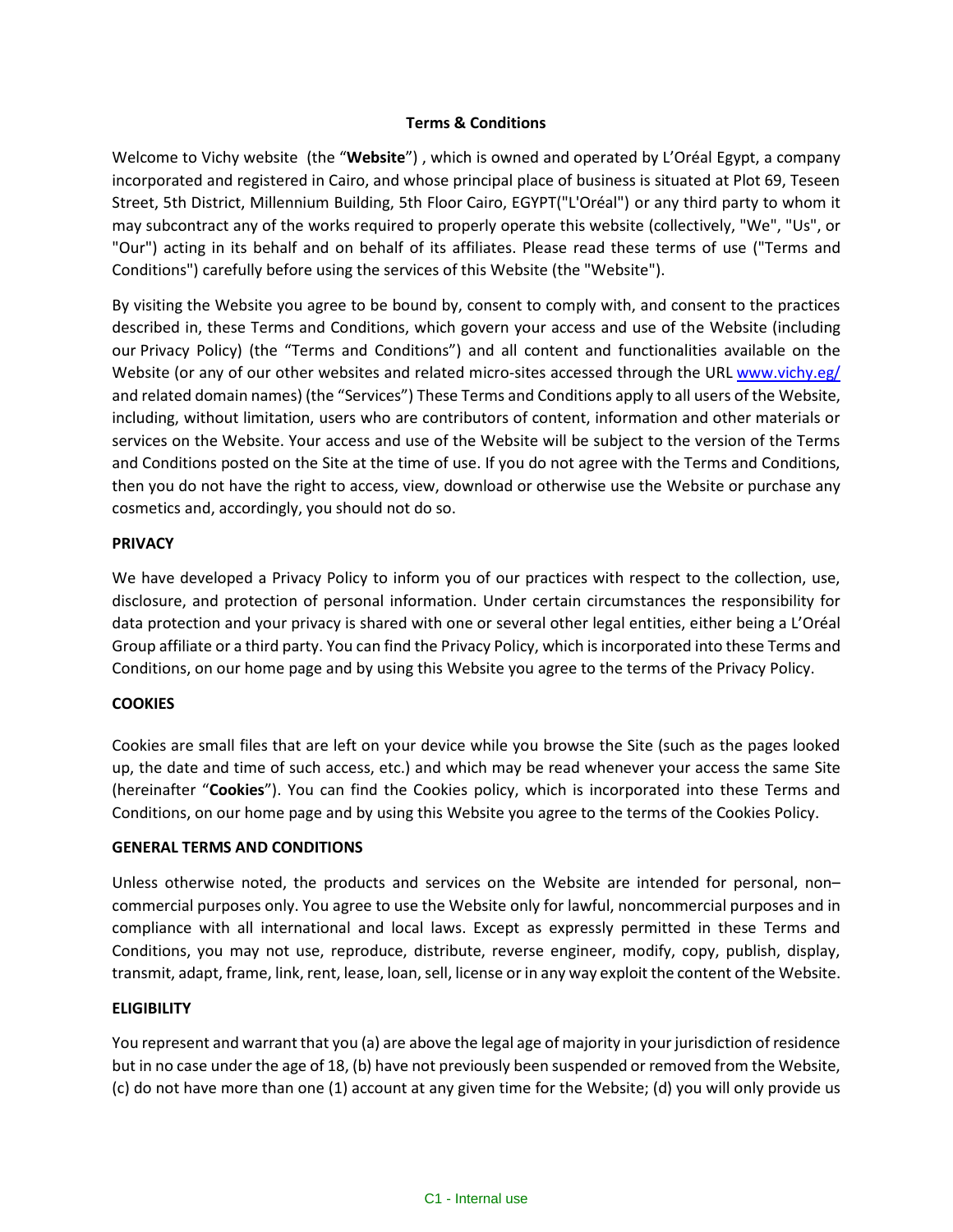**Terms & Conditions**

Welcome to Vichy website (the "**Website**") , which is owned and operated by L'Oréal Egypt, a company incorporated and registered in Cairo, and whose principal place of business is situated at Plot 69, Teseen Street, 5th District, Millennium Building, 5th Floor Cairo, EGYPT("L'Oréal") or any third party to whom it may subcontract any of the works required to properly operate this website (collectively, "We", "Us", or "Our") acting in its behalf and on behalf of its affiliates. Please read these terms of use ("Terms and Conditions") carefully before using the services of this Website (the "Website").

By visiting the Website you agree to be bound by, consent to comply with, and consent to the practices described in, these Terms and Conditions, which govern your access and use of the Website (including our Privacy Policy) (the "Terms and Conditions") and all content and functionalities available on the Website (or any of our other websites and related micro-sites accessed through the URL www.vichy.eg/ and related domain names) (the "Services") These Terms and Conditions apply to all users of the Website, including, without limitation, users who are contributors of content, information and other materials or services on the Website. Your access and use of the Website will be subject to the version of the Terms and Conditions posted on the Site at the time of use. If you do not agree with the Terms and Conditions, then you do not have the right to access, view, download or otherwise use the Website or purchase any cosmetics and, accordingly, you should not do so.

**PRIVACY**

We have developed a Privacy Policy to inform you of our practices with respect to the collection, use, disclosure, and protection of personal information. Under certain circumstances the responsibility for data protection and your privacy is shared with one or several other legal entities, either being a L'Oréal Group affiliate or a third party. You can find the Privacy Policy, which is incorporated into these Terms and Conditions, on our home page and by using this Website you agree to the terms of the Privacy Policy.

**COOKIES**

Cookies are small files that are left on your device while you browse the Site (such as the pages looked up, the date and time of such access, etc.) and which may be read whenever your access the same Site (hereinafter "**Cookies**"). You can find the Cookies policy, which is incorporated into these Terms and Conditions, on our home page and by using this Website you agree to the terms of the Cookies Policy.

**GENERAL TERMS AND CONDITIONS**

Unless otherwise noted, the products and services on the Website are intended for personal, non–commercial purposes only. You agree to use the Website only for lawful, noncommercial purposes and in compliance with all international and local laws. Except as expressly permitted in these Terms and Conditions, you may not use, reproduce, distribute, reverse engineer, modify, copy, publish, display, transmit, adapt, frame, link, rent, lease, loan, sell, license or in any way exploit the content of the Website.

**ELIGIBILITY**

You represent and warrant that you (a) are above the legal age of majority in your jurisdiction of residence but in no case under the age of 18, (b) have not previously been suspended or removed from the Website, (c) do not have more than one (1) account at any given time for the Website; (d) you will only provide us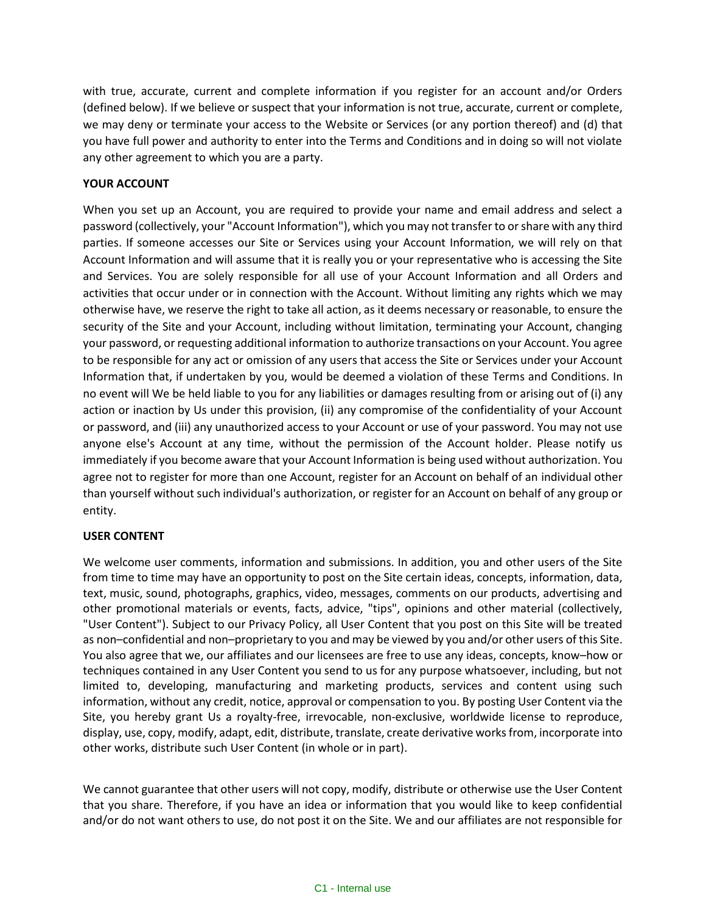with true, accurate, current and complete information if you register for an account and/or Orders (defined below). If we believe or suspect that your information is not true, accurate, current or complete, we may deny or terminate your access to the Website or Services (or any portion thereof) and (d) that you have full power and authority to enter into the Terms and Conditions and in doing so will not violate any other agreement to which you are a party.

**YOUR ACCOUNT**

When you set up an Account, you are required to provide your name and email address and select a password (collectively, your "Account Information"), which you may not transfer to or share with any third parties. If someone accesses our Site or Services using your Account Information, we will rely on that Account Information and will assume that it is really you or your representative who is accessing the Site and Services. You are solely responsible for all use of your Account Information and all Orders and activities that occur under or in connection with the Account. Without limiting any rights which we may otherwise have, we reserve the right to take all action, as it deems necessary or reasonable, to ensure the security of the Site and your Account, including without limitation, terminating your Account, changing your password, or requesting additional information to authorize transactions on your Account. You agree to be responsible for any act or omission of any users that access the Site or Services under your Account Information that, if undertaken by you, would be deemed a violation of these Terms and Conditions. In no event will We be held liable to you for any liabilities or damages resulting from or arising out of (i) any action or inaction by Us under this provision, (ii) any compromise of the confidentiality of your Account or password, and (iii) any unauthorized access to your Account or use of your password. You may not use anyone else's Account at any time, without the permission of the Account holder. Please notify us immediately if you become aware that your Account Information is being used without authorization. You agree not to register for more than one Account, register for an Account on behalf of an individual other than yourself without such individual's authorization, or register for an Account on behalf of any group or entity.

**USER CONTENT**

We welcome user comments, information and submissions. In addition, you and other users of the Site from time to time may have an opportunity to post on the Site certain ideas, concepts, information, data, text, music, sound, photographs, graphics, video, messages, comments on our products, advertising and other promotional materials or events, facts, advice, "tips", opinions and other material (collectively, "User Content"). Subject to our Privacy Policy, all User Content that you post on this Site will be treated as non–confidential and non–proprietary to you and may be viewed by you and/or other users of this Site. You also agree that we, our affiliates and our licensees are free to use any ideas, concepts, know–how or techniques contained in any User Content you send to us for any purpose whatsoever, including, but not limited to, developing, manufacturing and marketing products, services and content using such information, without any credit, notice, approval or compensation to you. By posting User Content via the Site, you hereby grant Us a royalty-free, irrevocable, non-exclusive, worldwide license to reproduce, display, use, copy, modify, adapt, edit, distribute, translate, create derivative works from, incorporate into other works, distribute such User Content (in whole or in part).

We cannot guarantee that other users will not copy, modify, distribute or otherwise use the User Content that you share. Therefore, if you have an idea or information that you would like to keep confidential and/or do not want others to use, do not post it on the Site. We and our affiliates are not responsible for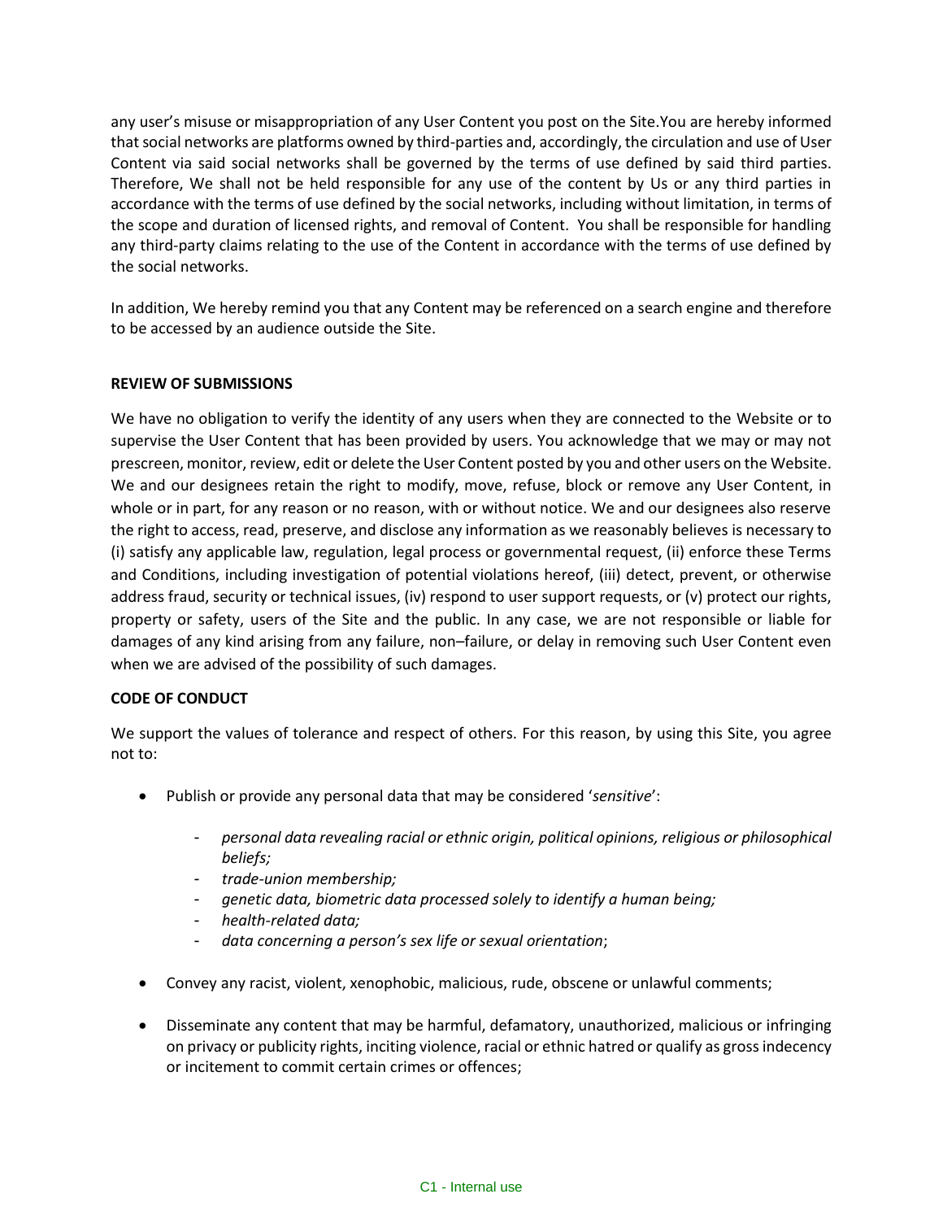any user's misuse or misappropriation of any User Content you post on the Site.You are hereby informed that social networks are platforms owned by third-parties and, accordingly, the circulation and use of User Content via said social networks shall be governed by the terms of use defined by said third parties. Therefore, We shall not be held responsible for any use of the content by Us or any third parties in accordance with the terms of use defined by the social networks, including without limitation, in terms of the scope and duration of licensed rights, and removal of Content. You shall be responsible for handling any third-party claims relating to the use of the Content in accordance with the terms of use defined by the social networks.

In addition, We hereby remind you that any Content may be referenced on a search engine and therefore to be accessed by an audience outside the Site.

**REVIEW OF SUBMISSIONS**

We have no obligation to verify the identity of any users when they are connected to the Website or to supervise the User Content that has been provided by users. You acknowledge that we may or may not prescreen, monitor, review, edit or delete the User Content posted by you and other users on the Website. We and our designees retain the right to modify, move, refuse, block or remove any User Content, in whole or in part, for any reason or no reason, with or without notice. We and our designees also reserve the right to access, read, preserve, and disclose any information as we reasonably believes is necessary to (i) satisfy any applicable law, regulation, legal process or governmental request, (ii) enforce these Terms and Conditions, including investigation of potential violations hereof, (iii) detect, prevent, or otherwise address fraud, security or technical issues, (iv) respond to user support requests, or (v) protect our rights, property or safety, users of the Site and the public. In any case, we are not responsible or liable for damages of any kind arising from any failure, non–failure, or delay in removing such User Content even when we are advised of the possibility of such damages.

**CODE OF CONDUCT**

We support the values of tolerance and respect of others. For this reason, by using this Site, you agree not to:

- Publish or provide any personal data that may be considered '*sensitive*':
    - *personal data revealing racial or ethnic origin, political opinions, religious or philosophical beliefs;*
    - *trade-union membership;*
    - *genetic data, biometric data processed solely to identify a human being;*
    - *health-related data;*
    - *data concerning a person's sex life or sexual orientation*;
- Convey any racist, violent, xenophobic, malicious, rude, obscene or unlawful comments;
- Disseminate any content that may be harmful, defamatory, unauthorized, malicious or infringing on privacy or publicity rights, inciting violence, racial or ethnic hatred or qualify as gross indecency or incitement to commit certain crimes or offences;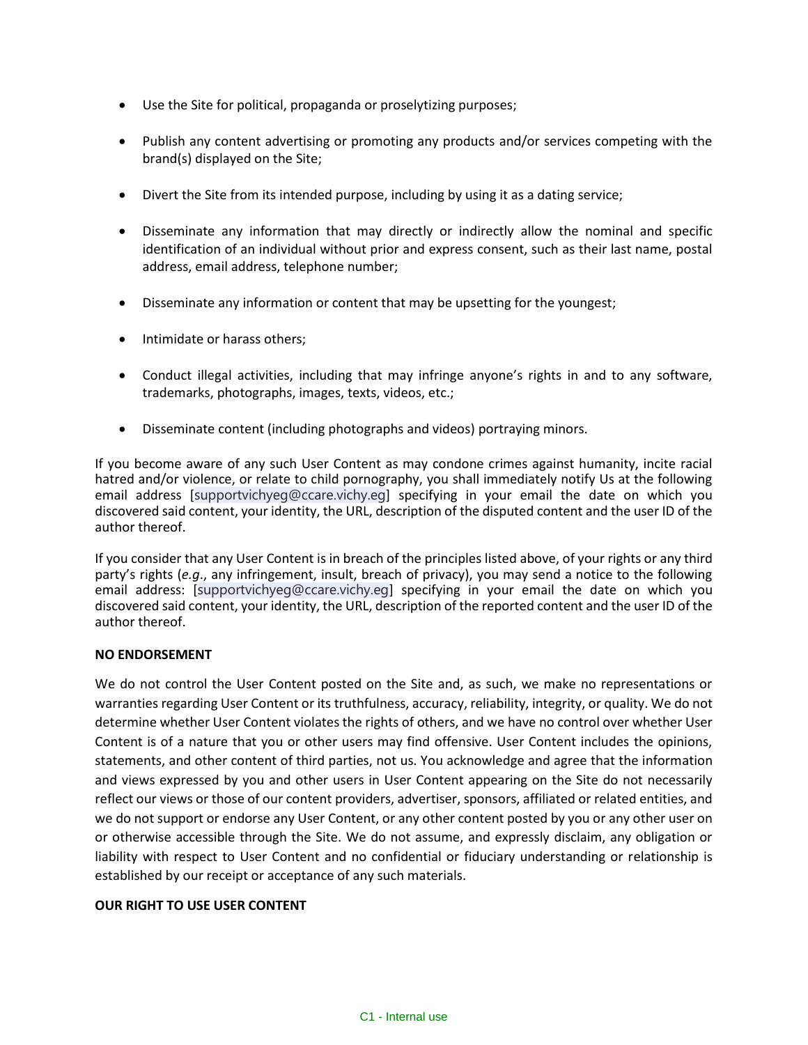- Use the Site for political, propaganda or proselytizing purposes;
- Publish any content advertising or promoting any products and/or services competing with the brand(s) displayed on the Site;
- Divert the Site from its intended purpose, including by using it as a dating service;
- Disseminate any information that may directly or indirectly allow the nominal and specific identification of an individual without prior and express consent, such as their last name, postal address, email address, telephone number;
- Disseminate any information or content that may be upsetting for the youngest;
- Intimidate or harass others;
- Conduct illegal activities, including that may infringe anyone's rights in and to any software, trademarks, photographs, images, texts, videos, etc.;
- Disseminate content (including photographs and videos) portraying minors.

If you become aware of any such User Content as may condone crimes against humanity, incite racial hatred and/or violence, or relate to child pornography, you shall immediately notify Us at the following email address [supportvichyeg@ccare.vichy.eg] specifying in your email the date on which you discovered said content, your identity, the URL, description of the disputed content and the user ID of the author thereof.

If you consider that any User Content is in breach of the principles listed above, of your rights or any third party's rights (*e.g*., any infringement, insult, breach of privacy), you may send a notice to the following email address: [supportvichyeg@ccare.vichy.eg] specifying in your email the date on which you discovered said content, your identity, the URL, description of the reported content and the user ID of the author thereof.

**NO ENDORSEMENT**

We do not control the User Content posted on the Site and, as such, we make no representations or warranties regarding User Content or its truthfulness, accuracy, reliability, integrity, or quality. We do not determine whether User Content violates the rights of others, and we have no control over whether User Content is of a nature that you or other users may find offensive. User Content includes the opinions, statements, and other content of third parties, not us. You acknowledge and agree that the information and views expressed by you and other users in User Content appearing on the Site do not necessarily reflect our views or those of our content providers, advertiser, sponsors, affiliated or related entities, and we do not support or endorse any User Content, or any other content posted by you or any other user on or otherwise accessible through the Site. We do not assume, and expressly disclaim, any obligation or liability with respect to User Content and no confidential or fiduciary understanding or relationship is established by our receipt or acceptance of any such materials.

**OUR RIGHT TO USE USER CONTENT**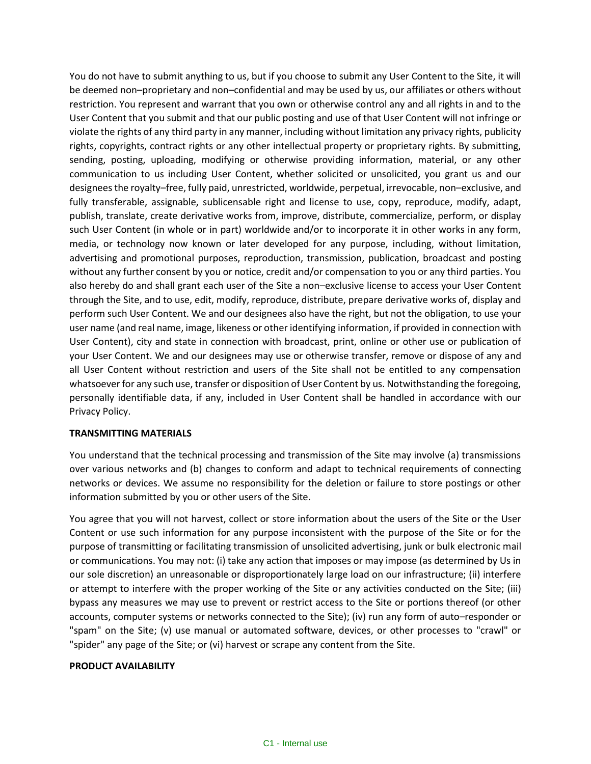You do not have to submit anything to us, but if you choose to submit any User Content to the Site, it will be deemed non–proprietary and non–confidential and may be used by us, our affiliates or others without restriction. You represent and warrant that you own or otherwise control any and all rights in and to the User Content that you submit and that our public posting and use of that User Content will not infringe or violate the rights of any third party in any manner, including without limitation any privacy rights, publicity rights, copyrights, contract rights or any other intellectual property or proprietary rights. By submitting, sending, posting, uploading, modifying or otherwise providing information, material, or any other communication to us including User Content, whether solicited or unsolicited, you grant us and our designees the royalty–free, fully paid, unrestricted, worldwide, perpetual, irrevocable, non–exclusive, and fully transferable, assignable, sublicensable right and license to use, copy, reproduce, modify, adapt, publish, translate, create derivative works from, improve, distribute, commercialize, perform, or display such User Content (in whole or in part) worldwide and/or to incorporate it in other works in any form, media, or technology now known or later developed for any purpose, including, without limitation, advertising and promotional purposes, reproduction, transmission, publication, broadcast and posting without any further consent by you or notice, credit and/or compensation to you or any third parties. You also hereby do and shall grant each user of the Site a non–exclusive license to access your User Content through the Site, and to use, edit, modify, reproduce, distribute, prepare derivative works of, display and perform such User Content. We and our designees also have the right, but not the obligation, to use your user name (and real name, image, likeness or other identifying information, if provided in connection with User Content), city and state in connection with broadcast, print, online or other use or publication of your User Content. We and our designees may use or otherwise transfer, remove or dispose of any and all User Content without restriction and users of the Site shall not be entitled to any compensation whatsoever for any such use, transfer or disposition of User Content by us. Notwithstanding the foregoing, personally identifiable data, if any, included in User Content shall be handled in accordance with our Privacy Policy.

**TRANSMITTING MATERIALS**

You understand that the technical processing and transmission of the Site may involve (a) transmissions over various networks and (b) changes to conform and adapt to technical requirements of connecting networks or devices. We assume no responsibility for the deletion or failure to store postings or other information submitted by you or other users of the Site.

You agree that you will not harvest, collect or store information about the users of the Site or the User Content or use such information for any purpose inconsistent with the purpose of the Site or for the purpose of transmitting or facilitating transmission of unsolicited advertising, junk or bulk electronic mail or communications. You may not: (i) take any action that imposes or may impose (as determined by Us in our sole discretion) an unreasonable or disproportionately large load on our infrastructure; (ii) interfere or attempt to interfere with the proper working of the Site or any activities conducted on the Site; (iii) bypass any measures we may use to prevent or restrict access to the Site or portions thereof (or other accounts, computer systems or networks connected to the Site); (iv) run any form of auto–responder or "spam" on the Site; (v) use manual or automated software, devices, or other processes to "crawl" or "spider" any page of the Site; or (vi) harvest or scrape any content from the Site.

**PRODUCT AVAILABILITY**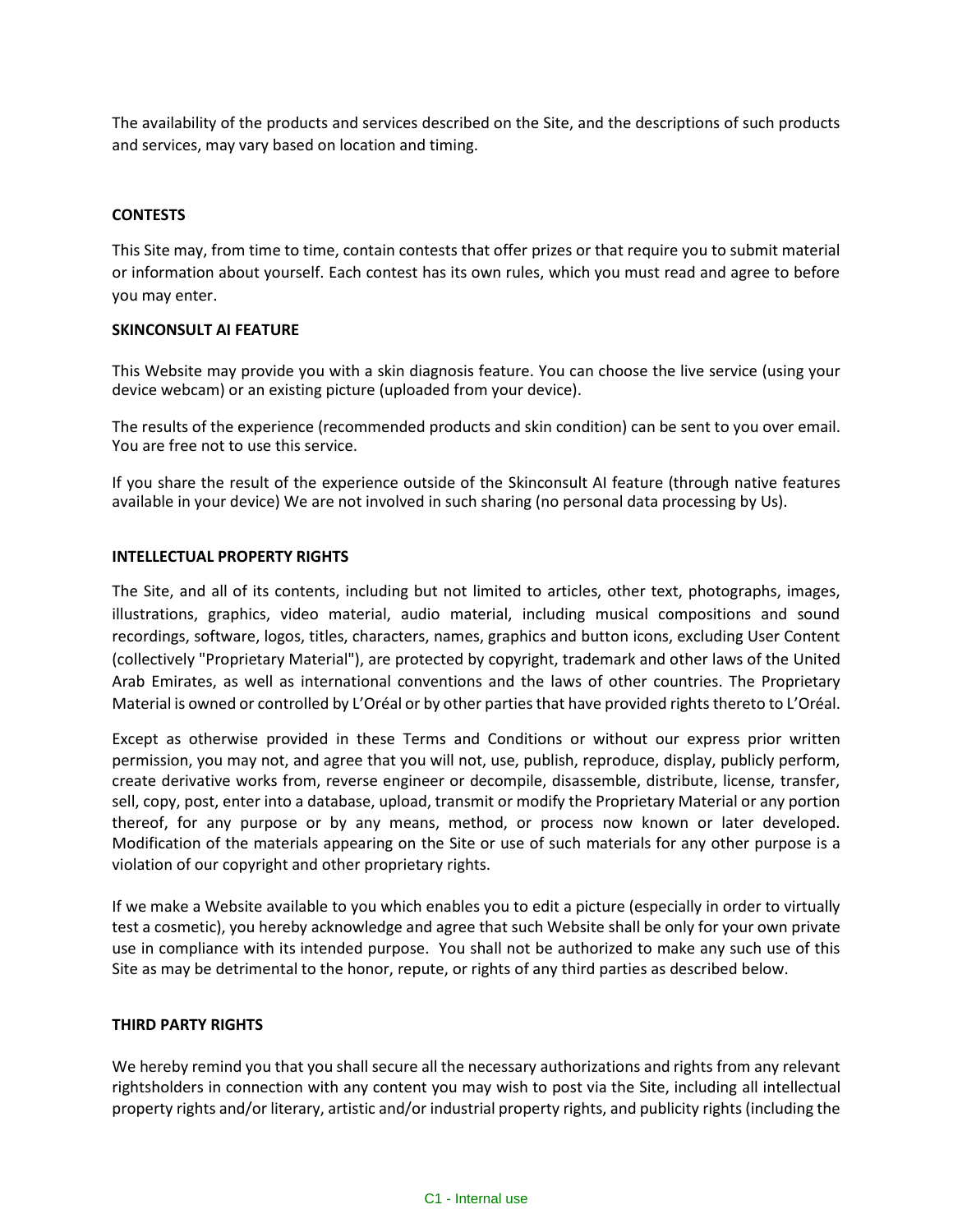The availability of the products and services described on the Site, and the descriptions of such products and services, may vary based on location and timing.

**CONTESTS**

This Site may, from time to time, contain contests that offer prizes or that require you to submit material or information about yourself. Each contest has its own rules, which you must read and agree to before you may enter.

**SKINCONSULT AI FEATURE**

This Website may provide you with a skin diagnosis feature. You can choose the live service (using your device webcam) or an existing picture (uploaded from your device).

The results of the experience (recommended products and skin condition) can be sent to you over email. You are free not to use this service.

If you share the result of the experience outside of the Skinconsult AI feature (through native features available in your device) We are not involved in such sharing (no personal data processing by Us).

**INTELLECTUAL PROPERTY RIGHTS**

The Site, and all of its contents, including but not limited to articles, other text, photographs, images, illustrations, graphics, video material, audio material, including musical compositions and sound recordings, software, logos, titles, characters, names, graphics and button icons, excluding User Content (collectively "Proprietary Material"), are protected by copyright, trademark and other laws of the United Arab Emirates, as well as international conventions and the laws of other countries. The Proprietary Material is owned or controlled by L'Oréal or by other parties that have provided rights thereto to L'Oréal.

Except as otherwise provided in these Terms and Conditions or without our express prior written permission, you may not, and agree that you will not, use, publish, reproduce, display, publicly perform, create derivative works from, reverse engineer or decompile, disassemble, distribute, license, transfer, sell, copy, post, enter into a database, upload, transmit or modify the Proprietary Material or any portion thereof, for any purpose or by any means, method, or process now known or later developed. Modification of the materials appearing on the Site or use of such materials for any other purpose is a violation of our copyright and other proprietary rights.

If we make a Website available to you which enables you to edit a picture (especially in order to virtually test a cosmetic), you hereby acknowledge and agree that such Website shall be only for your own private use in compliance with its intended purpose. You shall not be authorized to make any such use of this Site as may be detrimental to the honor, repute, or rights of any third parties as described below.

**THIRD PARTY RIGHTS**

We hereby remind you that you shall secure all the necessary authorizations and rights from any relevant rightsholders in connection with any content you may wish to post via the Site, including all intellectual property rights and/or literary, artistic and/or industrial property rights, and publicity rights (including the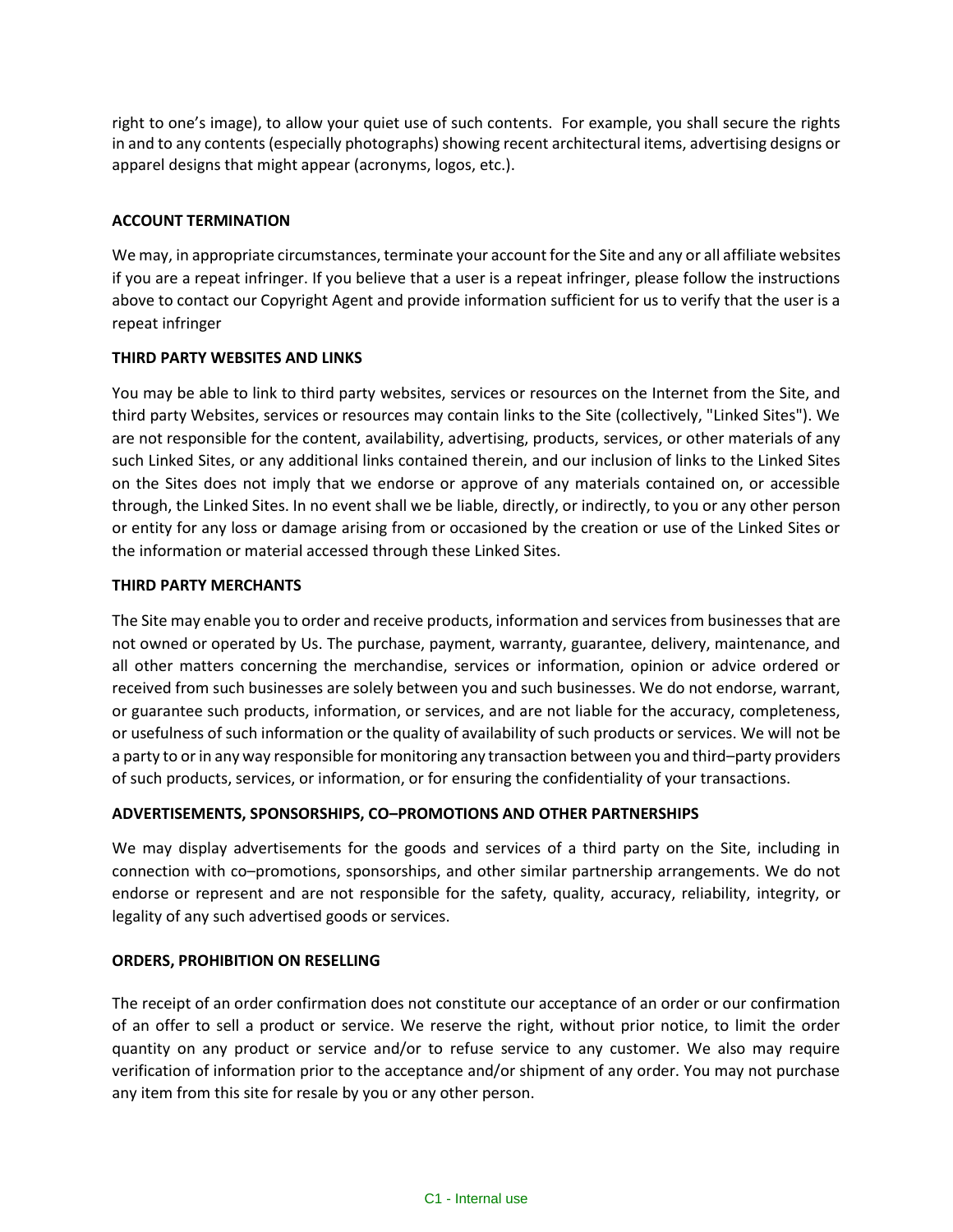right to one's image), to allow your quiet use of such contents. For example, you shall secure the rights in and to any contents (especially photographs) showing recent architectural items, advertising designs or apparel designs that might appear (acronyms, logos, etc.).

**ACCOUNT TERMINATION**

We may, in appropriate circumstances, terminate your account for the Site and any or all affiliate websites if you are a repeat infringer. If you believe that a user is a repeat infringer, please follow the instructions above to contact our Copyright Agent and provide information sufficient for us to verify that the user is a repeat infringer

**THIRD PARTY WEBSITES AND LINKS**

You may be able to link to third party websites, services or resources on the Internet from the Site, and third party Websites, services or resources may contain links to the Site (collectively, "Linked Sites"). We are not responsible for the content, availability, advertising, products, services, or other materials of any such Linked Sites, or any additional links contained therein, and our inclusion of links to the Linked Sites on the Sites does not imply that we endorse or approve of any materials contained on, or accessible through, the Linked Sites. In no event shall we be liable, directly, or indirectly, to you or any other person or entity for any loss or damage arising from or occasioned by the creation or use of the Linked Sites or the information or material accessed through these Linked Sites.

**THIRD PARTY MERCHANTS**

The Site may enable you to order and receive products, information and services from businesses that are not owned or operated by Us. The purchase, payment, warranty, guarantee, delivery, maintenance, and all other matters concerning the merchandise, services or information, opinion or advice ordered or received from such businesses are solely between you and such businesses. We do not endorse, warrant, or guarantee such products, information, or services, and are not liable for the accuracy, completeness, or usefulness of such information or the quality of availability of such products or services. We will not be a party to or in any way responsible for monitoring any transaction between you and third–party providers of such products, services, or information, or for ensuring the confidentiality of your transactions.

**ADVERTISEMENTS, SPONSORSHIPS, CO–PROMOTIONS AND OTHER PARTNERSHIPS**

We may display advertisements for the goods and services of a third party on the Site, including in connection with co–promotions, sponsorships, and other similar partnership arrangements. We do not endorse or represent and are not responsible for the safety, quality, accuracy, reliability, integrity, or legality of any such advertised goods or services.

**ORDERS, PROHIBITION ON RESELLING**

The receipt of an order confirmation does not constitute our acceptance of an order or our confirmation of an offer to sell a product or service. We reserve the right, without prior notice, to limit the order quantity on any product or service and/or to refuse service to any customer. We also may require verification of information prior to the acceptance and/or shipment of any order. You may not purchase any item from this site for resale by you or any other person.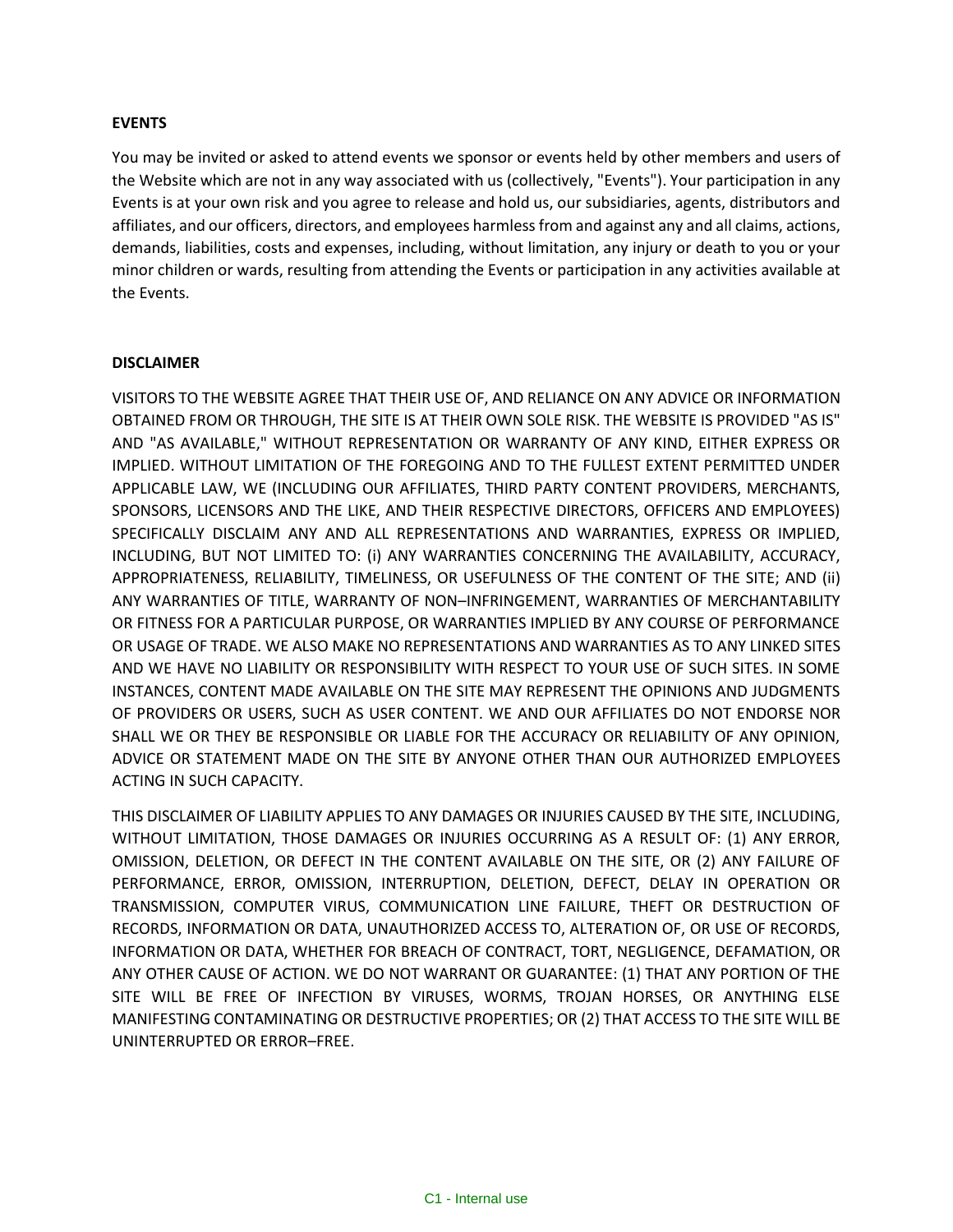**EVENTS**

You may be invited or asked to attend events we sponsor or events held by other members and users of the Website which are not in any way associated with us (collectively, "Events"). Your participation in any Events is at your own risk and you agree to release and hold us, our subsidiaries, agents, distributors and affiliates, and our officers, directors, and employees harmless from and against any and all claims, actions, demands, liabilities, costs and expenses, including, without limitation, any injury or death to you or your minor children or wards, resulting from attending the Events or participation in any activities available at the Events.

**DISCLAIMER**

VISITORS TO THE WEBSITE AGREE THAT THEIR USE OF, AND RELIANCE ON ANY ADVICE OR INFORMATION OBTAINED FROM OR THROUGH, THE SITE IS AT THEIR OWN SOLE RISK. THE WEBSITE IS PROVIDED "AS IS" AND "AS AVAILABLE," WITHOUT REPRESENTATION OR WARRANTY OF ANY KIND, EITHER EXPRESS OR IMPLIED. WITHOUT LIMITATION OF THE FOREGOING AND TO THE FULLEST EXTENT PERMITTED UNDER APPLICABLE LAW, WE (INCLUDING OUR AFFILIATES, THIRD PARTY CONTENT PROVIDERS, MERCHANTS, SPONSORS, LICENSORS AND THE LIKE, AND THEIR RESPECTIVE DIRECTORS, OFFICERS AND EMPLOYEES) SPECIFICALLY DISCLAIM ANY AND ALL REPRESENTATIONS AND WARRANTIES, EXPRESS OR IMPLIED, INCLUDING, BUT NOT LIMITED TO: (i) ANY WARRANTIES CONCERNING THE AVAILABILITY, ACCURACY, APPROPRIATENESS, RELIABILITY, TIMELINESS, OR USEFULNESS OF THE CONTENT OF THE SITE; AND (ii) ANY WARRANTIES OF TITLE, WARRANTY OF NON–INFRINGEMENT, WARRANTIES OF MERCHANTABILITY OR FITNESS FOR A PARTICULAR PURPOSE, OR WARRANTIES IMPLIED BY ANY COURSE OF PERFORMANCE OR USAGE OF TRADE. WE ALSO MAKE NO REPRESENTATIONS AND WARRANTIES AS TO ANY LINKED SITES AND WE HAVE NO LIABILITY OR RESPONSIBILITY WITH RESPECT TO YOUR USE OF SUCH SITES. IN SOME INSTANCES, CONTENT MADE AVAILABLE ON THE SITE MAY REPRESENT THE OPINIONS AND JUDGMENTS OF PROVIDERS OR USERS, SUCH AS USER CONTENT. WE AND OUR AFFILIATES DO NOT ENDORSE NOR SHALL WE OR THEY BE RESPONSIBLE OR LIABLE FOR THE ACCURACY OR RELIABILITY OF ANY OPINION, ADVICE OR STATEMENT MADE ON THE SITE BY ANYONE OTHER THAN OUR AUTHORIZED EMPLOYEES ACTING IN SUCH CAPACITY.

THIS DISCLAIMER OF LIABILITY APPLIES TO ANY DAMAGES OR INJURIES CAUSED BY THE SITE, INCLUDING, WITHOUT LIMITATION, THOSE DAMAGES OR INJURIES OCCURRING AS A RESULT OF: (1) ANY ERROR, OMISSION, DELETION, OR DEFECT IN THE CONTENT AVAILABLE ON THE SITE, OR (2) ANY FAILURE OF PERFORMANCE, ERROR, OMISSION, INTERRUPTION, DELETION, DEFECT, DELAY IN OPERATION OR TRANSMISSION, COMPUTER VIRUS, COMMUNICATION LINE FAILURE, THEFT OR DESTRUCTION OF RECORDS, INFORMATION OR DATA, UNAUTHORIZED ACCESS TO, ALTERATION OF, OR USE OF RECORDS, INFORMATION OR DATA, WHETHER FOR BREACH OF CONTRACT, TORT, NEGLIGENCE, DEFAMATION, OR ANY OTHER CAUSE OF ACTION. WE DO NOT WARRANT OR GUARANTEE: (1) THAT ANY PORTION OF THE SITE WILL BE FREE OF INFECTION BY VIRUSES, WORMS, TROJAN HORSES, OR ANYTHING ELSE MANIFESTING CONTAMINATING OR DESTRUCTIVE PROPERTIES; OR (2) THAT ACCESS TO THE SITE WILL BE UNINTERRUPTED OR ERROR–FREE.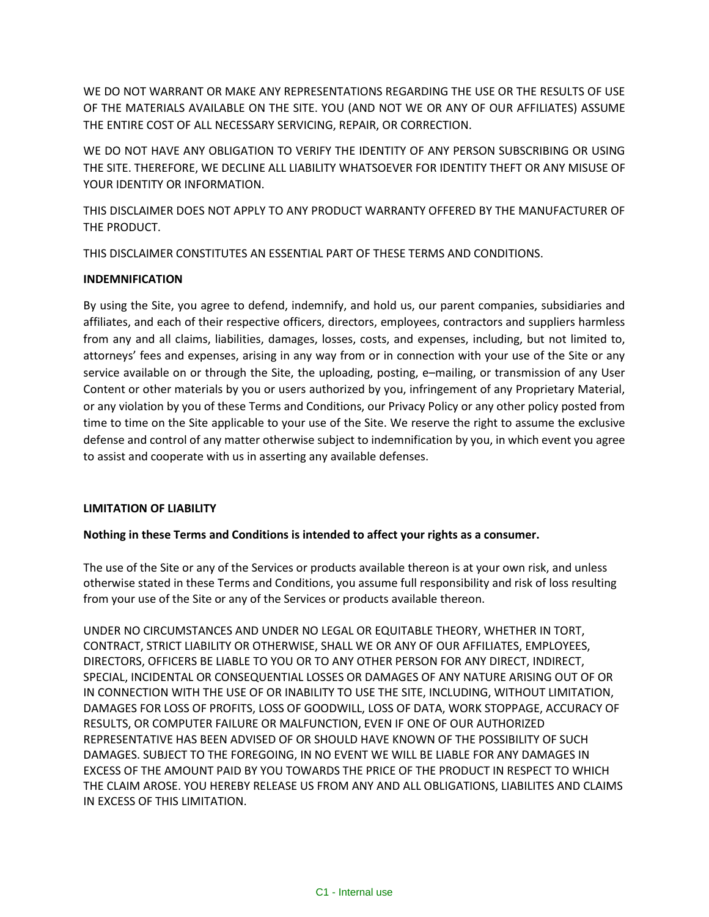WE DO NOT WARRANT OR MAKE ANY REPRESENTATIONS REGARDING THE USE OR THE RESULTS OF USE OF THE MATERIALS AVAILABLE ON THE SITE. YOU (AND NOT WE OR ANY OF OUR AFFILIATES) ASSUME THE ENTIRE COST OF ALL NECESSARY SERVICING, REPAIR, OR CORRECTION.

WE DO NOT HAVE ANY OBLIGATION TO VERIFY THE IDENTITY OF ANY PERSON SUBSCRIBING OR USING THE SITE. THEREFORE, WE DECLINE ALL LIABILITY WHATSOEVER FOR IDENTITY THEFT OR ANY MISUSE OF YOUR IDENTITY OR INFORMATION.

THIS DISCLAIMER DOES NOT APPLY TO ANY PRODUCT WARRANTY OFFERED BY THE MANUFACTURER OF THE PRODUCT.

THIS DISCLAIMER CONSTITUTES AN ESSENTIAL PART OF THESE TERMS AND CONDITIONS.

**INDEMNIFICATION**

By using the Site, you agree to defend, indemnify, and hold us, our parent companies, subsidiaries and affiliates, and each of their respective officers, directors, employees, contractors and suppliers harmless from any and all claims, liabilities, damages, losses, costs, and expenses, including, but not limited to, attorneys' fees and expenses, arising in any way from or in connection with your use of the Site or any service available on or through the Site, the uploading, posting, e–mailing, or transmission of any User Content or other materials by you or users authorized by you, infringement of any Proprietary Material, or any violation by you of these Terms and Conditions, our Privacy Policy or any other policy posted from time to time on the Site applicable to your use of the Site. We reserve the right to assume the exclusive defense and control of any matter otherwise subject to indemnification by you, in which event you agree to assist and cooperate with us in asserting any available defenses.

**LIMITATION OF LIABILITY**

**Nothing in these Terms and Conditions is intended to affect your rights as a consumer.**

The use of the Site or any of the Services or products available thereon is at your own risk, and unless otherwise stated in these Terms and Conditions, you assume full responsibility and risk of loss resulting from your use of the Site or any of the Services or products available thereon.

UNDER NO CIRCUMSTANCES AND UNDER NO LEGAL OR EQUITABLE THEORY, WHETHER IN TORT, CONTRACT, STRICT LIABILITY OR OTHERWISE, SHALL WE OR ANY OF OUR AFFILIATES, EMPLOYEES, DIRECTORS, OFFICERS BE LIABLE TO YOU OR TO ANY OTHER PERSON FOR ANY DIRECT, INDIRECT, SPECIAL, INCIDENTAL OR CONSEQUENTIAL LOSSES OR DAMAGES OF ANY NATURE ARISING OUT OF OR IN CONNECTION WITH THE USE OF OR INABILITY TO USE THE SITE, INCLUDING, WITHOUT LIMITATION, DAMAGES FOR LOSS OF PROFITS, LOSS OF GOODWILL, LOSS OF DATA, WORK STOPPAGE, ACCURACY OF RESULTS, OR COMPUTER FAILURE OR MALFUNCTION, EVEN IF ONE OF OUR AUTHORIZED REPRESENTATIVE HAS BEEN ADVISED OF OR SHOULD HAVE KNOWN OF THE POSSIBILITY OF SUCH DAMAGES. SUBJECT TO THE FOREGOING, IN NO EVENT WE WILL BE LIABLE FOR ANY DAMAGES IN EXCESS OF THE AMOUNT PAID BY YOU TOWARDS THE PRICE OF THE PRODUCT IN RESPECT TO WHICH THE CLAIM AROSE. YOU HEREBY RELEASE US FROM ANY AND ALL OBLIGATIONS, LIABILITES AND CLAIMS IN EXCESS OF THIS LIMITATION.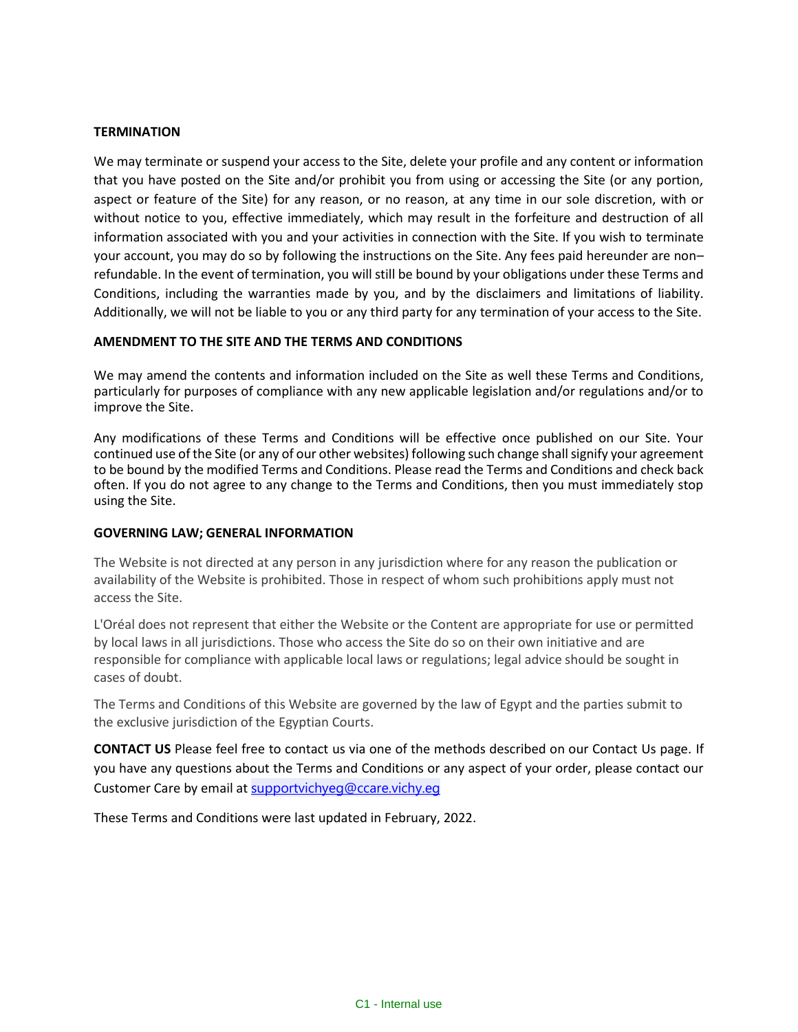**TERMINATION**

We may terminate or suspend your access to the Site, delete your profile and any content or information that you have posted on the Site and/or prohibit you from using or accessing the Site (or any portion, aspect or feature of the Site) for any reason, or no reason, at any time in our sole discretion, with or without notice to you, effective immediately, which may result in the forfeiture and destruction of all information associated with you and your activities in connection with the Site. If you wish to terminate your account, you may do so by following the instructions on the Site. Any fees paid hereunder are non–refundable. In the event of termination, you will still be bound by your obligations under these Terms and Conditions, including the warranties made by you, and by the disclaimers and limitations of liability. Additionally, we will not be liable to you or any third party for any termination of your access to the Site.

**AMENDMENT TO THE SITE AND THE TERMS AND CONDITIONS**

We may amend the contents and information included on the Site as well these Terms and Conditions, particularly for purposes of compliance with any new applicable legislation and/or regulations and/or to improve the Site.

Any modifications of these Terms and Conditions will be effective once published on our Site. Your continued use of the Site (or any of our other websites) following such change shall signify your agreement to be bound by the modified Terms and Conditions. Please read the Terms and Conditions and check back often. If you do not agree to any change to the Terms and Conditions, then you must immediately stop using the Site.

**GOVERNING LAW; GENERAL INFORMATION**

The Website is not directed at any person in any jurisdiction where for any reason the publication or availability of the Website is prohibited. Those in respect of whom such prohibitions apply must not access the Site.

L'Oréal does not represent that either the Website or the Content are appropriate for use or permitted by local laws in all jurisdictions. Those who access the Site do so on their own initiative and are responsible for compliance with applicable local laws or regulations; legal advice should be sought in cases of doubt.

The Terms and Conditions of this Website are governed by the law of Egypt and the parties submit to the exclusive jurisdiction of the Egyptian Courts.

**CONTACT US** Please feel free to contact us via one of the methods described on our Contact Us page. If you have any questions about the Terms and Conditions or any aspect of your order, please contact our Customer Care by email at supportvichyeg@ccare.vichy.eg

These Terms and Conditions were last updated in February, 2022.